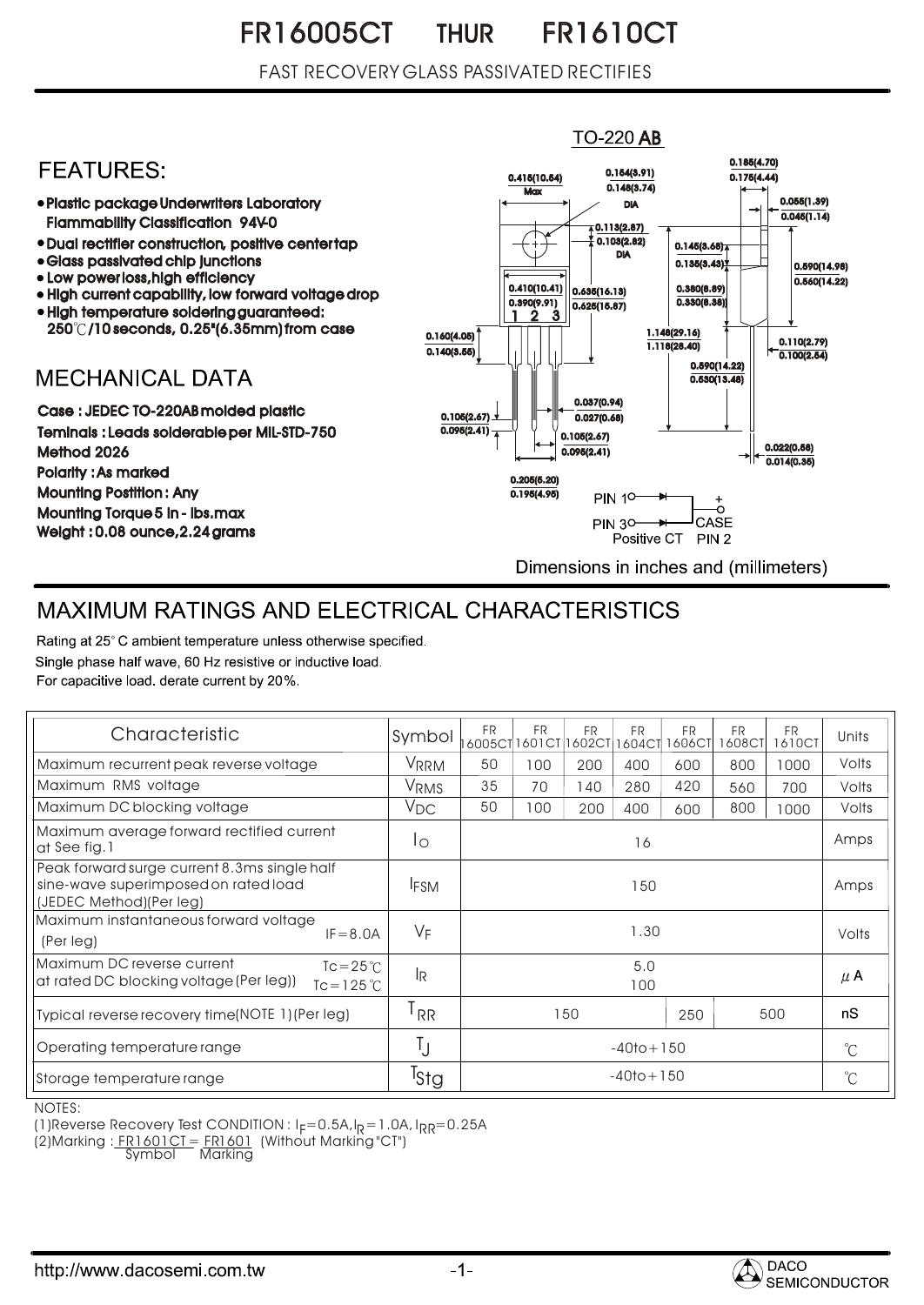# FR16005CT THUR FR1610CT

FAST RECOVERY GLASS PASSIVATED RECTIFIES

TO-220 AB

## FEATURES:

- Plastic package Underwriters Laboratory Flammability Classification 94V-0
- Dual rectifier construction, positive centertap
- Glass passivated chip junctions
- Low power loss, high efficiency
- High current capability, low forward voltage drop
- High temperature soldering guaranteed: 250℃/10 seconds, 0.25"(6.35mm) from case

## MECHANICAL DATA

Case : JEDEC TO-220AB molded plastic

Teminals : Leads solderable per MIL-STD-750 Method 2026

Polarity : As marked

Mounting Postition : Any

Mounting Torque 5 in - lbs.max

Weight : 0.08 ounce, 2.24 grams

PIN 1, PIN 3, CASE, PIN 2 — Positive CT

Dimensions in inches and (millimeters)

## MAXIMUM RATINGS AND ELECTRICAL CHARACTERISTICS

Rating at 25° C ambient temperature unless otherwise specified.

Single phase half wave, 60 Hz resistive or inductive load.

For capacitive load. derate current by 20%.

| Characteristic | Symbol | FR 16005CT | FR 1601CT | FR 1602CT | FR 1604CT | FR 1606CT | FR 1608CT | FR 1610CT | Units |
|---|---|---|---|---|---|---|---|---|---|
| Maximum recurrent peak reverse voltage | $V_{RRM}$ | 50 | 100 | 200 | 400 | 600 | 800 | 1000 | Volts |
| Maximum RMS voltage | $V_{RMS}$ | 35 | 70 | 140 | 280 | 420 | 560 | 700 | Volts |
| Maximum DC blocking voltage | $V_{DC}$ | 50 | 100 | 200 | 400 | 600 | 800 | 1000 | Volts |
| Maximum average forward rectified current at See fig.1 | $I_O$ | 16 | | | | | | | Amps |
| Peak forward surge current 8.3ms single half sine-wave superimposed on rated load (JEDEC Method)(Per leg) | $I_{FSM}$ | 150 | | | | | | | Amps |
| Maximum instantaneous forward voltage (Per leg) IF=8.0A | $V_F$ | 1.30 | | | | | | | Volts |
| Maximum DC reverse current at rated DC blocking voltage (Per leg)) Tc=25℃ / Tc=125℃ | $I_R$ | 5.0 / 100 | | | | | | | $\mu$A |
| Typical reverse recovery time(NOTE 1)(Per leg) | $T_{RR}$ | 150 | | | | 250 | 500 | | nS |
| Operating temperature range | $T_J$ | -40to+150 | | | | | | | ℃ |
| Storage temperature range | $T_{Stg}$ | -40to+150 | | | | | | | ℃ |

NOTES:

(1)Reverse Recovery Test CONDITION : $I_F$=0.5A, $I_R$=1.0A, $I_{RR}$=0.25A

(2)Marking : FR1601CT = FR1601 (Without Marking "CT")
Symbol Marking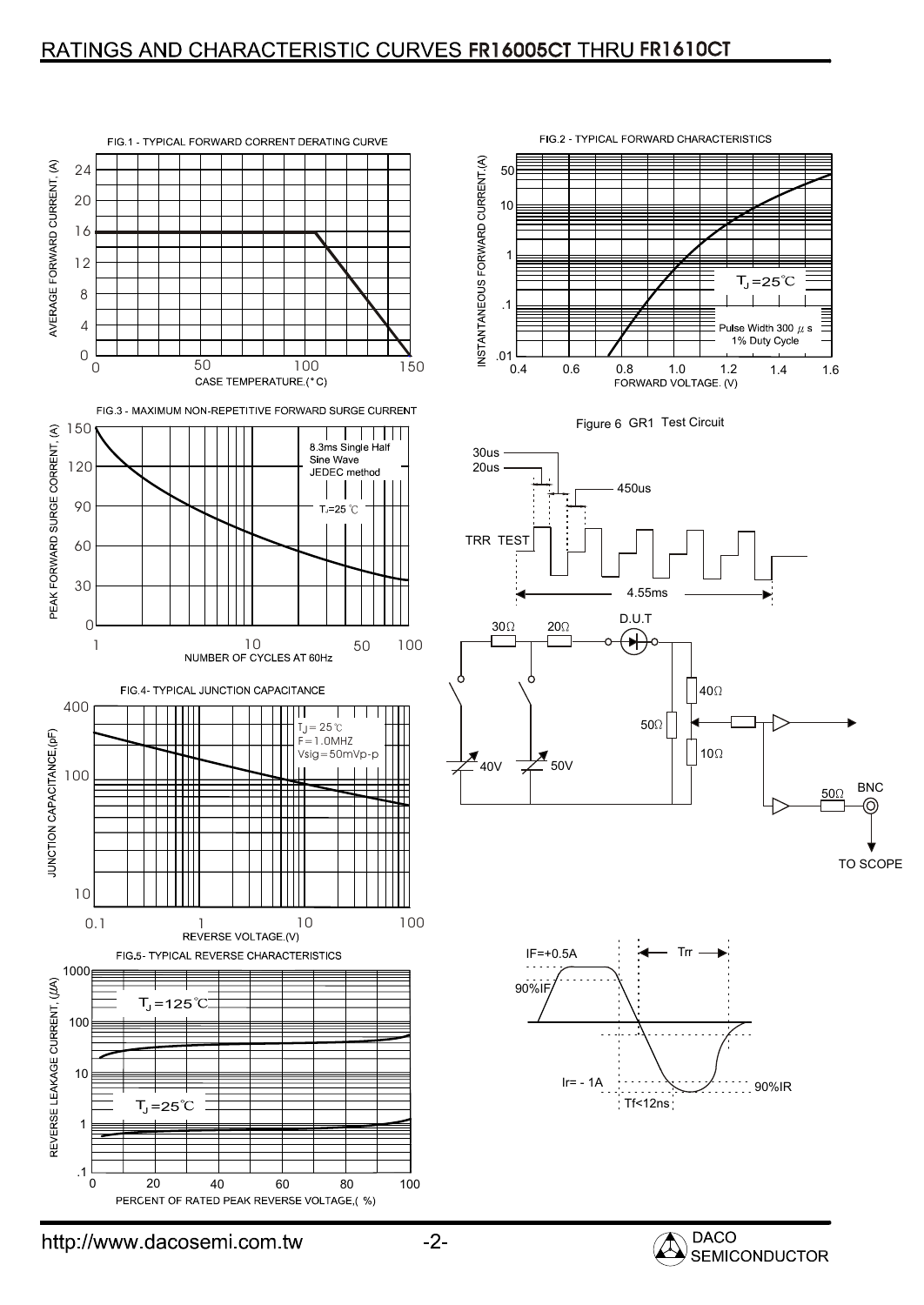# RATINGS AND CHARACTERISTIC CURVES FR16005CT THRU FR1610CT

FIG.1 - TYPICAL FORWARD CORRENT DERATING CURVE

AVERAGE FORWARD CURRENT, (A)

24
20
16
12
8
4
0

0 50 100 150

CASE TEMPERATURE.(°C)

FIG.2 - TYPICAL FORWARD CHARACTERISTICS

INSTANTANEOUS FORWARD CURRENT,(A)

50
10
1
.1
.01

0.4 0.6 0.8 1.0 1.2 1.4 1.6

FORWARD VOLTAGE. (V)

$T_J$=25℃

Pulse Width 300 μs
1% Duty Cycle

FIG.3 - MAXIMUM NON-REPETITIVE FORWARD SURGE CURRENT

PEAK FORWARD SURGE CORRENT, (A)

150
120
90
60
30
0

1 10 50 100

NUMBER OF CYCLES AT 60Hz

8.3ms Single Half
Sine Wave
JEDEC method

$T_J$=25 ℃

Figure 6 GR1 Test Circuit

30us
20us
450us
TRR TEST
4.55ms

D.U.T
30Ω 20Ω
40Ω
50Ω
10Ω
40V 50V
50Ω BNC
TO SCOPE

FIG.4- TYPICAL JUNCTION CAPACITANCE

JUNCTION CAPACITANCE,(pF)

400
100
10

0.1 1 10 100

REVERSE VOLTAGE.(V)

$T_J$= 25℃
F=1.0MHZ
Vsig=50mVp-p

FIG.5- TYPICAL REVERSE CHARACTERISTICS

REVERSE LEAKAGE CURRENT, (μA)

1000
100
10
1
.1

0 20 40 60 80 100

PERCENT OF RATED PEAK REVERSE VOLTAGE,( %)

$T_J$=125℃

$T_J$=25℃

IF=+0.5A
Trr
90%IF
Ir= - 1A
90%IR
Tf<12ns